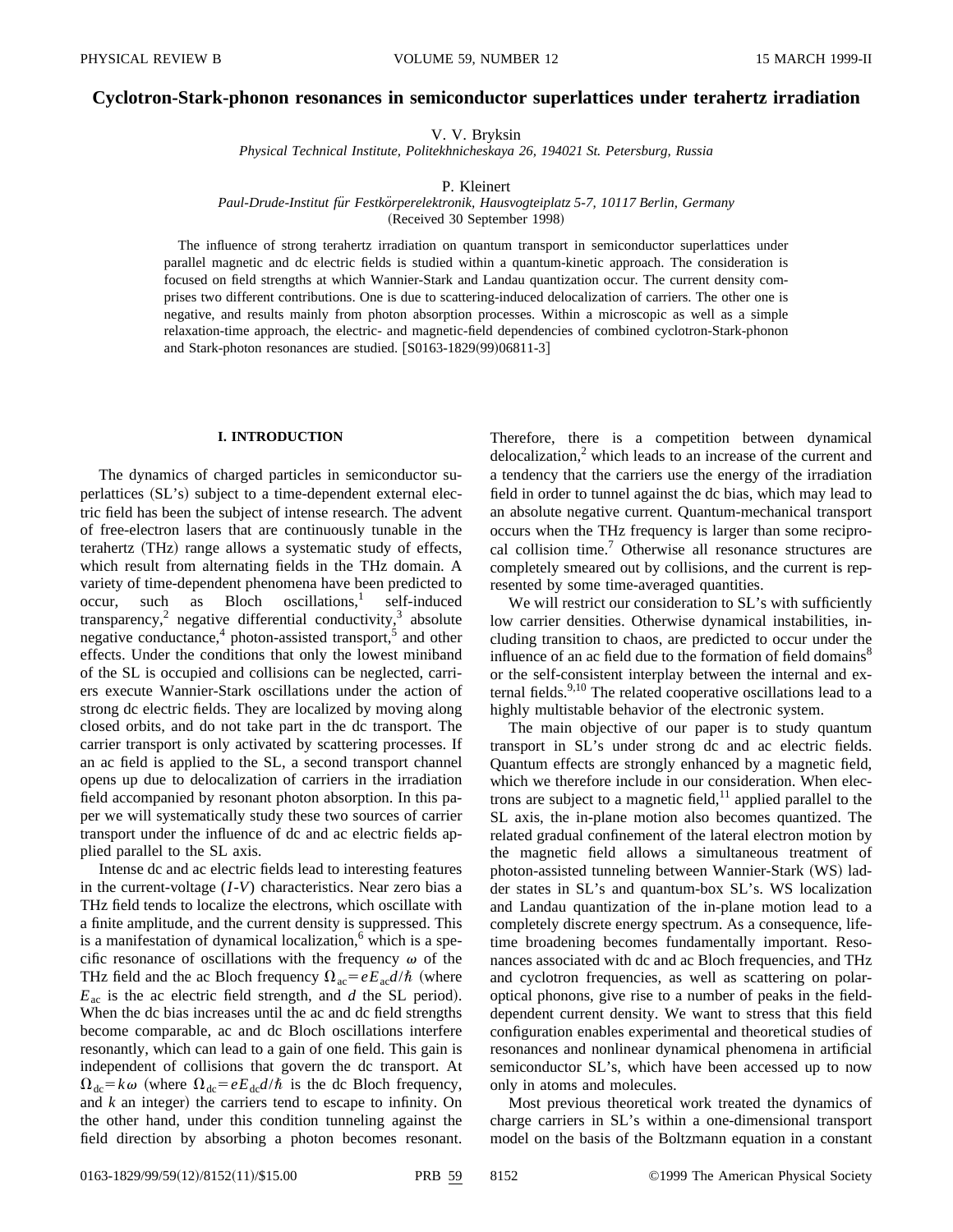# Cyclotron-Stark-phonon resonances in semiconductor superlattices under terahertz irradiation

V. V. Bryksin

*Physical Technical Institute, Politekhnicheskaya 26, 194021 St. Petersburg, Russia*

P. Kleinert

*Paul-Drude-Institut für Festkörperelektronik, Hausvogteiplatz 5-7, 10117 Berlin, Germany*

(Received 30 September 1998)

The influence of strong terahertz irradiation on quantum transport in semiconductor superlattices under parallel magnetic and dc electric fields is studied within a quantum-kinetic approach. The consideration is focused on field strengths at which Wannier-Stark and Landau quantization occur. The current density comprises two different contributions. One is due to scattering-induced delocalization of carriers. The other one is negative, and results mainly from photon absorption processes. Within a microscopic as well as a simple relaxation-time approach, the electric- and magnetic-field dependencies of combined cyclotron-Stark-phonon and Stark-photon resonances are studied. [S0163-1829(99)06811-3]

## I. INTRODUCTION

The dynamics of charged particles in semiconductor superlattices (SL's) subject to a time-dependent external electric field has been the subject of intense research. The advent of free-electron lasers that are continuously tunable in the terahertz (THz) range allows a systematic study of effects, which result from alternating fields in the THz domain. A variety of time-dependent phenomena have been predicted to occur, such as Bloch oscillations,[1] self-induced transparency,[2] negative differential conductivity,[3] absolute negative conductance,[4] photon-assisted transport,[5] and other effects. Under the conditions that only the lowest miniband of the SL is occupied and collisions can be neglected, carriers execute Wannier-Stark oscillations under the action of strong dc electric fields. They are localized by moving along closed orbits, and do not take part in the dc transport. The carrier transport is only activated by scattering processes. If an ac field is applied to the SL, a second transport channel opens up due to delocalization of carriers in the irradiation field accompanied by resonant photon absorption. In this paper we will systematically study these two sources of carrier transport under the influence of dc and ac electric fields applied parallel to the SL axis.

Intense dc and ac electric fields lead to interesting features in the current-voltage ($I$-$V$) characteristics. Near zero bias a THz field tends to localize the electrons, which oscillate with a finite amplitude, and the current density is suppressed. This is a manifestation of dynamical localization,[6] which is a specific resonance of oscillations with the frequency $\omega$ of the THz field and the ac Bloch frequency $\Omega_{\mathrm{ac}}=eE_{\mathrm{ac}}d/\hbar$ (where $E_{\mathrm{ac}}$ is the ac electric field strength, and $d$ the SL period). When the dc bias increases until the ac and dc field strengths become comparable, ac and dc Bloch oscillations interfere resonantly, which can lead to a gain of one field. This gain is independent of collisions that govern the dc transport. At $\Omega_{\mathrm{dc}}=k\omega$ (where $\Omega_{\mathrm{dc}}=eE_{\mathrm{dc}}d/\hbar$ is the dc Bloch frequency, and $k$ an integer) the carriers tend to escape to infinity. On the other hand, under this condition tunneling against the field direction by absorbing a photon becomes resonant. Therefore, there is a competition between dynamical delocalization,[2] which leads to an increase of the current and a tendency that the carriers use the energy of the irradiation field in order to tunnel against the dc bias, which may lead to an absolute negative current. Quantum-mechanical transport occurs when the THz frequency is larger than some reciprocal collision time.[7] Otherwise all resonance structures are completely smeared out by collisions, and the current is represented by some time-averaged quantities.

We will restrict our consideration to SL's with sufficiently low carrier densities. Otherwise dynamical instabilities, including transition to chaos, are predicted to occur under the influence of an ac field due to the formation of field domains[8] or the self-consistent interplay between the internal and external fields.[9,10] The related cooperative oscillations lead to a highly multistable behavior of the electronic system.

The main objective of our paper is to study quantum transport in SL's under strong dc and ac electric fields. Quantum effects are strongly enhanced by a magnetic field, which we therefore include in our consideration. When electrons are subject to a magnetic field,[11] applied parallel to the SL axis, the in-plane motion also becomes quantized. The related gradual confinement of the lateral electron motion by the magnetic field allows a simultaneous treatment of photon-assisted tunneling between Wannier-Stark (WS) ladder states in SL's and quantum-box SL's. WS localization and Landau quantization of the in-plane motion lead to a completely discrete energy spectrum. As a consequence, lifetime broadening becomes fundamentally important. Resonances associated with dc and ac Bloch frequencies, and THz and cyclotron frequencies, as well as scattering on polar-optical phonons, give rise to a number of peaks in the field-dependent current density. We want to stress that this field configuration enables experimental and theoretical studies of resonances and nonlinear dynamical phenomena in artificial semiconductor SL's, which have been accessed up to now only in atoms and molecules.

Most previous theoretical work treated the dynamics of charge carriers in SL's within a one-dimensional transport model on the basis of the Boltzmann equation in a constant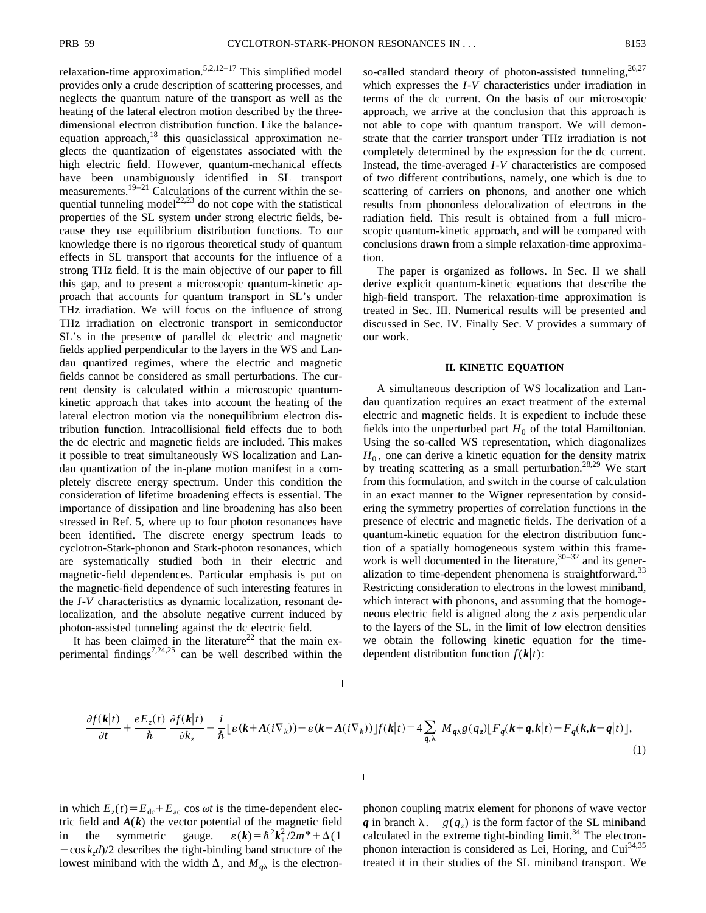relaxation-time approximation.[5,2,12–17] This simplified model provides only a crude description of scattering processes, and neglects the quantum nature of the transport as well as the heating of the lateral electron motion described by the three-dimensional electron distribution function. Like the balance-equation approach,[18] this quasiclassical approximation neglects the quantization of eigenstates associated with the high electric field. However, quantum-mechanical effects have been unambiguously identified in SL transport measurements.[19–21] Calculations of the current within the sequential tunneling model[22,23] do not cope with the statistical properties of the SL system under strong electric fields, because they use equilibrium distribution functions. To our knowledge there is no rigorous theoretical study of quantum effects in SL transport that accounts for the influence of a strong THz field. It is the main objective of our paper to fill this gap, and to present a microscopic quantum-kinetic approach that accounts for quantum transport in SL's under THz irradiation. We will focus on the influence of strong THz irradiation on electronic transport in semiconductor SL's in the presence of parallel dc electric and magnetic fields applied perpendicular to the layers in the WS and Landau quantized regimes, where the electric and magnetic fields cannot be considered as small perturbations. The current density is calculated within a microscopic quantum-kinetic approach that takes into account the heating of the lateral electron motion via the nonequilibrium electron distribution function. Intracollisional field effects due to both the dc electric and magnetic fields are included. This makes it possible to treat simultaneously WS localization and Landau quantization of the in-plane motion manifest in a completely discrete energy spectrum. Under this condition the consideration of lifetime broadening effects is essential. The importance of dissipation and line broadening has also been stressed in Ref. 5, where up to four photon resonances have been identified. The discrete energy spectrum leads to cyclotron-Stark-phonon and Stark-photon resonances, which are systematically studied both in their electric and magnetic-field dependences. Particular emphasis is put on the magnetic-field dependence of such interesting features in the $I$-$V$ characteristics as dynamic localization, resonant delocalization, and the absolute negative current induced by photon-assisted tunneling against the dc electric field.

It has been claimed in the literature[22] that the main experimental findings[7,24,25] can be well described within the so-called standard theory of photon-assisted tunneling,[26,27] which expresses the $I$-$V$ characteristics under irradiation in terms of the dc current. On the basis of our microscopic approach, we arrive at the conclusion that this approach is not able to cope with quantum transport. We will demonstrate that the carrier transport under THz irradiation is not completely determined by the expression for the dc current. Instead, the time-averaged $I$-$V$ characteristics are composed of two different contributions, namely, one which is due to scattering of carriers on phonons, and another one which results from phononless delocalization of electrons in the radiation field. This result is obtained from a full microscopic quantum-kinetic approach, and will be compared with conclusions drawn from a simple relaxation-time approximation.

The paper is organized as follows. In Sec. II we shall derive explicit quantum-kinetic equations that describe the high-field transport. The relaxation-time approximation is treated in Sec. III. Numerical results will be presented and discussed in Sec. IV. Finally Sec. V provides a summary of our work.

## II. KINETIC EQUATION

A simultaneous description of WS localization and Landau quantization requires an exact treatment of the external electric and magnetic fields. It is expedient to include these fields into the unperturbed part $H_0$ of the total Hamiltonian. Using the so-called WS representation, which diagonalizes $H_0$, one can derive a kinetic equation for the density matrix by treating scattering as a small perturbation.[28,29] We start from this formulation, and switch in the course of calculation in an exact manner to the Wigner representation by considering the symmetry properties of correlation functions in the presence of electric and magnetic fields. The derivation of a quantum-kinetic equation for the electron distribution function of a spatially homogeneous system within this framework is well documented in the literature,[30–32] and its generalization to time-dependent phenomena is straightforward.[33] Restricting consideration to electrons in the lowest miniband, which interact with phonons, and assuming that the homogeneous electric field is aligned along the $z$ axis perpendicular to the layers of the SL, in the limit of low electron densities we obtain the following kinetic equation for the time-dependent distribution function $f(\boldsymbol{k}|t)$:

$$\frac{\partial f(\boldsymbol{k}|t)}{\partial t}+\frac{eE_z(t)}{\hbar}\frac{\partial f(\boldsymbol{k}|t)}{\partial k_z}-\frac{i}{\hbar}[\varepsilon(\boldsymbol{k}+\boldsymbol{A}(i\nabla_k))-\varepsilon(\boldsymbol{k}-\boldsymbol{A}(i\nabla_k))]f(\boldsymbol{k}|t)=4\sum_{\boldsymbol{q},\lambda}M_{\boldsymbol{q}\lambda}g(q_z)[F_{\boldsymbol{q}}(\boldsymbol{k}+\boldsymbol{q},\boldsymbol{k}|t)-F_{\boldsymbol{q}}(\boldsymbol{k},\boldsymbol{k}-\boldsymbol{q}|t)], \tag{1}$$

in which $E_z(t)=E_{\mathrm{dc}}+E_{\mathrm{ac}}\cos\omega t$ is the time-dependent electric field and $\boldsymbol{A}(\boldsymbol{k})$ the vector potential of the magnetic field in the symmetric gauge. $\varepsilon(\boldsymbol{k})=\hbar^2\boldsymbol{k}_\perp^2/2m^*+\Delta(1-\cos k_z d)/2$ describes the tight-binding band structure of the lowest miniband with the width $\Delta$, and $M_{\boldsymbol{q}\lambda}$ is the electron-phonon coupling matrix element for phonons of wave vector $\boldsymbol{q}$ in branch $\lambda$. $g(q_z)$ is the form factor of the SL miniband calculated in the extreme tight-binding limit.[34] The electron-phonon interaction is considered as Lei, Horing, and Cui[34,35] treated it in their studies of the SL miniband transport. We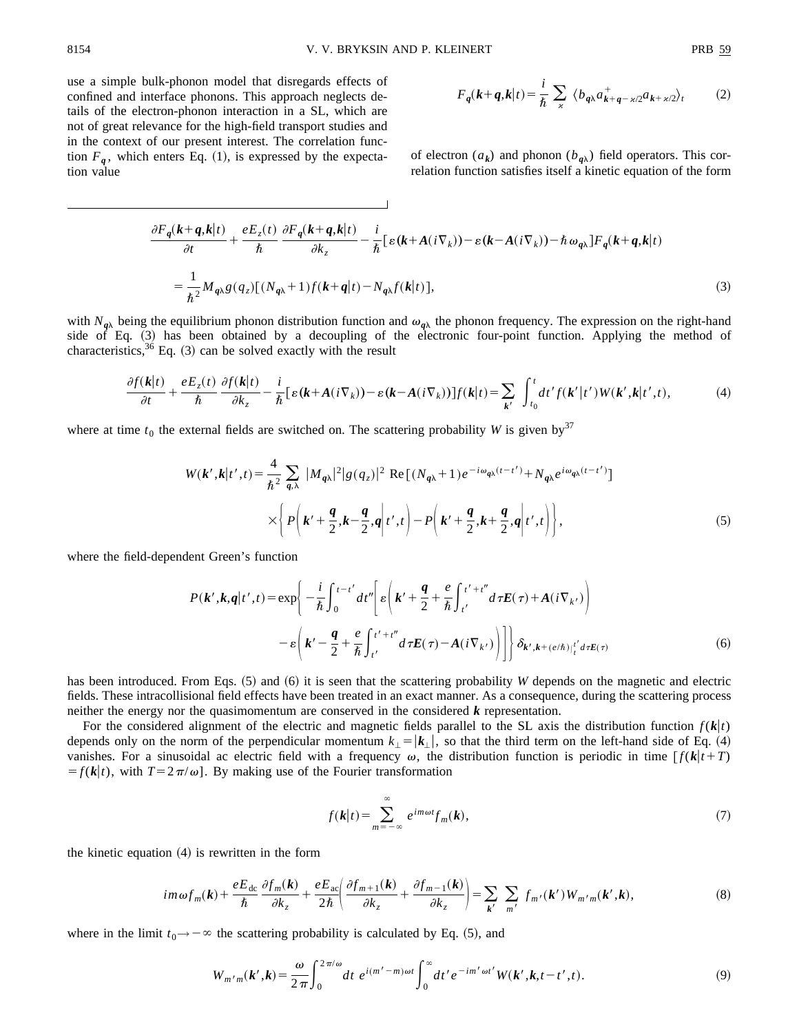use a simple bulk-phonon model that disregards effects of confined and interface phonons. This approach neglects details of the electron-phonon interaction in a SL, which are not of great relevance for the high-field transport studies and in the context of our present interest. The correlation function $F_{\boldsymbol{q}}$, which enters Eq. (1), is expressed by the expectation value

$$F_{\boldsymbol{q}}(\boldsymbol{k}+\boldsymbol{q},\boldsymbol{k}|t)=\frac{i}{\hbar}\sum_{\varkappa}\langle b_{\boldsymbol{q}\lambda}a^{+}_{\boldsymbol{k}+\boldsymbol{q}-\varkappa/2}a_{\boldsymbol{k}+\varkappa/2}\rangle_t \tag{2}$$

of electron ($a_{\boldsymbol{k}}$) and phonon ($b_{\boldsymbol{q}\lambda}$) field operators. This correlation function satisfies itself a kinetic equation of the form

$$\begin{aligned}\frac{\partial F_{\boldsymbol{q}}(\boldsymbol{k}+\boldsymbol{q},\boldsymbol{k}|t)}{\partial t}&+\frac{eE_z(t)}{\hbar}\frac{\partial F_{\boldsymbol{q}}(\boldsymbol{k}+\boldsymbol{q},\boldsymbol{k}|t)}{\partial k_z}-\frac{i}{\hbar}[\varepsilon(\boldsymbol{k}+\boldsymbol{A}(i\nabla_k))-\varepsilon(\boldsymbol{k}-\boldsymbol{A}(i\nabla_k))-\hbar\omega_{\boldsymbol{q}\lambda}]F_{\boldsymbol{q}}(\boldsymbol{k}+\boldsymbol{q},\boldsymbol{k}|t)\\&=\frac{1}{\hbar^2}M_{\boldsymbol{q}\lambda}g(q_z)[(N_{\boldsymbol{q}\lambda}+1)f(\boldsymbol{k}+\boldsymbol{q}|t)-N_{\boldsymbol{q}\lambda}f(\boldsymbol{k}|t)],\end{aligned} \tag{3}$$

with $N_{\boldsymbol{q}\lambda}$ being the equilibrium phonon distribution function and $\omega_{\boldsymbol{q}\lambda}$ the phonon frequency. The expression on the right-hand side of Eq. (3) has been obtained by a decoupling of the electronic four-point function. Applying the method of characteristics,[36] Eq. (3) can be solved exactly with the result

$$\frac{\partial f(\boldsymbol{k}|t)}{\partial t}+\frac{eE_z(t)}{\hbar}\frac{\partial f(\boldsymbol{k}|t)}{\partial k_z}-\frac{i}{\hbar}[\varepsilon(\boldsymbol{k}+\boldsymbol{A}(i\nabla_k))-\varepsilon(\boldsymbol{k}-\boldsymbol{A}(i\nabla_k))]f(\boldsymbol{k}|t)=\sum_{\boldsymbol{k}'}\int_{t_0}^{t}dt'\,f(\boldsymbol{k}'|t')W(\boldsymbol{k}',\boldsymbol{k}|t',t), \tag{4}$$

where at time $t_0$ the external fields are switched on. The scattering probability $W$ is given by[37]

$$\begin{aligned}W(\boldsymbol{k}',\boldsymbol{k}|t',t)=\frac{4}{\hbar^2}\sum_{\boldsymbol{q},\lambda}|M_{\boldsymbol{q}\lambda}|^2|g(q_z)|^2\,\mathrm{Re}[(N_{\boldsymbol{q}\lambda}+1)e^{-i\omega_{\boldsymbol{q}\lambda}(t-t')}+N_{\boldsymbol{q}\lambda}e^{i\omega_{\boldsymbol{q}\lambda}(t-t')}]\\\times\left\{P\left(\boldsymbol{k}'+\frac{\boldsymbol{q}}{2},\boldsymbol{k}-\frac{\boldsymbol{q}}{2},\boldsymbol{q}\middle|t',t\right)-P\left(\boldsymbol{k}'+\frac{\boldsymbol{q}}{2},\boldsymbol{k}+\frac{\boldsymbol{q}}{2},\boldsymbol{q}\middle|t',t\right)\right\},\end{aligned} \tag{5}$$

where the field-dependent Green's function

$$\begin{aligned}P(\boldsymbol{k}',\boldsymbol{k},\boldsymbol{q}|t',t)=\exp\Bigg\{-\frac{i}{\hbar}\int_0^{t-t'}dt''\Bigg[\varepsilon\left(\boldsymbol{k}'+\frac{\boldsymbol{q}}{2}+\frac{e}{\hbar}\int_{t'}^{t'+t''}d\tau\boldsymbol{E}(\tau)+\boldsymbol{A}(i\nabla_{k'})\right)\\-\varepsilon\left(\boldsymbol{k}'-\frac{\boldsymbol{q}}{2}+\frac{e}{\hbar}\int_{t'}^{t'+t''}d\tau\boldsymbol{E}(\tau)-\boldsymbol{A}(i\nabla_{k'})\right)\Bigg]\Bigg\}\delta_{\boldsymbol{k}',\boldsymbol{k}+(e/\hbar)\int_t^{t'}d\tau\boldsymbol{E}(\tau)}\end{aligned} \tag{6}$$

has been introduced. From Eqs. (5) and (6) it is seen that the scattering probability $W$ depends on the magnetic and electric fields. These intracollisional field effects have been treated in an exact manner. As a consequence, during the scattering process neither the energy nor the quasimomentum are conserved in the considered $\boldsymbol{k}$ representation.

For the considered alignment of the electric and magnetic fields parallel to the SL axis the distribution function $f(\boldsymbol{k}|t)$ depends only on the norm of the perpendicular momentum $k_\perp=|\boldsymbol{k}_\perp|$, so that the third term on the left-hand side of Eq. (4) vanishes. For a sinusoidal ac electric field with a frequency $\omega$, the distribution function is periodic in time $[f(\boldsymbol{k}|t+T)=f(\boldsymbol{k}|t)$, with $T=2\pi/\omega]$. By making use of the Fourier transformation

$$f(\boldsymbol{k}|t)=\sum_{m=-\infty}^{\infty}e^{im\omega t}f_m(\boldsymbol{k}), \tag{7}$$

the kinetic equation (4) is rewritten in the form

$$im\omega f_m(\boldsymbol{k})+\frac{eE_{\mathrm{dc}}}{\hbar}\frac{\partial f_m(\boldsymbol{k})}{\partial k_z}+\frac{eE_{\mathrm{ac}}}{2\hbar}\left(\frac{\partial f_{m+1}(\boldsymbol{k})}{\partial k_z}+\frac{\partial f_{m-1}(\boldsymbol{k})}{\partial k_z}\right)=\sum_{\boldsymbol{k}'}\sum_{m'}f_{m'}(\boldsymbol{k}')W_{m'm}(\boldsymbol{k}',\boldsymbol{k}), \tag{8}$$

where in the limit $t_0\to-\infty$ the scattering probability is calculated by Eq. (5), and

$$W_{m'm}(\boldsymbol{k}',\boldsymbol{k})=\frac{\omega}{2\pi}\int_0^{2\pi/\omega}dt\,e^{i(m'-m)\omega t}\int_0^{\infty}dt'\,e^{-im'\omega t'}W(\boldsymbol{k}',\boldsymbol{k},t-t',t). \tag{9}$$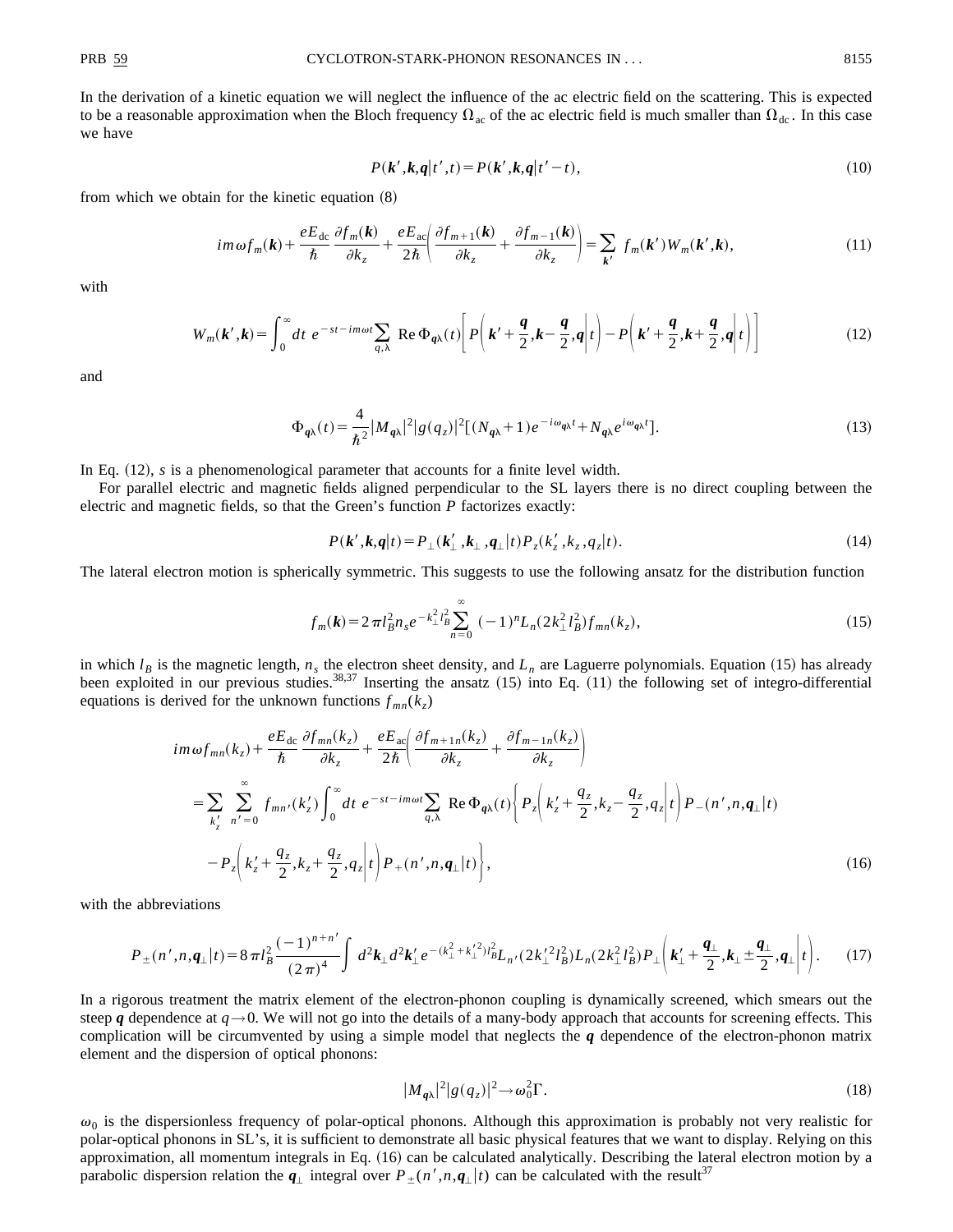In the derivation of a kinetic equation we will neglect the influence of the ac electric field on the scattering. This is expected to be a reasonable approximation when the Bloch frequency $\Omega_{\rm ac}$ of the ac electric field is much smaller than $\Omega_{\rm dc}$. In this case we have

$$P(\boldsymbol{k}',\boldsymbol{k},\boldsymbol{q}|t',t)=P(\boldsymbol{k}',\boldsymbol{k},\boldsymbol{q}|t'-t), \tag{10}$$

from which we obtain for the kinetic equation (8)

$$im\omega f_m(\boldsymbol{k})+\frac{eE_{\rm dc}}{\hbar}\frac{\partial f_m(\boldsymbol{k})}{\partial k_z}+\frac{eE_{\rm ac}}{2\hbar}\left(\frac{\partial f_{m+1}(\boldsymbol{k})}{\partial k_z}+\frac{\partial f_{m-1}(\boldsymbol{k})}{\partial k_z}\right)=\sum_{\boldsymbol{k}'} f_m(\boldsymbol{k}')W_m(\boldsymbol{k}',\boldsymbol{k}), \tag{11}$$

with

$$W_m(\boldsymbol{k}',\boldsymbol{k})=\int_0^\infty dt\; e^{-st-im\omega t}\sum_{q,\lambda}\;{\rm Re}\,\Phi_{\boldsymbol{q}\lambda}(t)\left[P\left(\boldsymbol{k}'+\frac{\boldsymbol{q}}{2},\boldsymbol{k}-\frac{\boldsymbol{q}}{2},\boldsymbol{q}\middle|t\right)-P\left(\boldsymbol{k}'+\frac{\boldsymbol{q}}{2},\boldsymbol{k}+\frac{\boldsymbol{q}}{2},\boldsymbol{q}\middle|t\right)\right] \tag{12}$$

and

$$\Phi_{\boldsymbol{q}\lambda}(t)=\frac{4}{\hbar^2}|M_{\boldsymbol{q}\lambda}|^2|g(q_z)|^2[(N_{\boldsymbol{q}\lambda}+1)e^{-i\omega_{\boldsymbol{q}\lambda}t}+N_{\boldsymbol{q}\lambda}e^{i\omega_{\boldsymbol{q}\lambda}t}]. \tag{13}$$

In Eq. (12), $s$ is a phenomenological parameter that accounts for a finite level width.

For parallel electric and magnetic fields aligned perpendicular to the SL layers there is no direct coupling between the electric and magnetic fields, so that the Green's function $P$ factorizes exactly:

$$P(\boldsymbol{k}',\boldsymbol{k},\boldsymbol{q}|t)=P_\perp(\boldsymbol{k}'_\perp,\boldsymbol{k}_\perp,\boldsymbol{q}_\perp|t)P_z(k'_z,k_z,q_z|t). \tag{14}$$

The lateral electron motion is spherically symmetric. This suggests to use the following ansatz for the distribution function

$$f_m(\boldsymbol{k})=2\pi l_B^2 n_s e^{-k_\perp^2 l_B^2}\sum_{n=0}^{\infty}(-1)^n L_n(2k_\perp^2 l_B^2)f_{mn}(k_z), \tag{15}$$

in which $l_B$ is the magnetic length, $n_s$ the electron sheet density, and $L_n$ are Laguerre polynomials. Equation (15) has already been exploited in our previous studies.[38,37] Inserting the ansatz (15) into Eq. (11) the following set of integro-differential equations is derived for the unknown functions $f_{mn}(k_z)$

$$\begin{aligned}
&im\omega f_{mn}(k_z)+\frac{eE_{\rm dc}}{\hbar}\frac{\partial f_{mn}(k_z)}{\partial k_z}+\frac{eE_{\rm ac}}{2\hbar}\left(\frac{\partial f_{m+1n}(k_z)}{\partial k_z}+\frac{\partial f_{m-1n}(k_z)}{\partial k_z}\right)\\
&=\sum_{k'_z}\sum_{n'=0}^{\infty} f_{mn'}(k'_z)\int_0^\infty dt\; e^{-st-im\omega t}\sum_{q,\lambda}\;{\rm Re}\,\Phi_{\boldsymbol{q}\lambda}(t)\left\{P_z\left(k'_z+\frac{q_z}{2},k_z-\frac{q_z}{2},q_z\middle|t\right)P_-(n',n,\boldsymbol{q}_\perp|t)\right.\\
&\left.\quad -P_z\left(k'_z+\frac{q_z}{2},k_z+\frac{q_z}{2},q_z\middle|t\right)P_+(n',n,\boldsymbol{q}_\perp|t)\right\},
\end{aligned} \tag{16}$$

with the abbreviations

$$P_\pm(n',n,\boldsymbol{q}_\perp|t)=8\pi l_B^2\frac{(-1)^{n+n'}}{(2\pi)^4}\int d^2\boldsymbol{k}_\perp d^2\boldsymbol{k}'_\perp e^{-(k_\perp^2+k_\perp'^2)l_B^2}L_{n'}(2k_\perp'^2 l_B^2)L_n(2k_\perp^2 l_B^2)P_\perp\left(\boldsymbol{k}'_\perp+\frac{\boldsymbol{q}_\perp}{2},\boldsymbol{k}_\perp\pm\frac{\boldsymbol{q}_\perp}{2},\boldsymbol{q}_\perp\middle|t\right). \tag{17}$$

In a rigorous treatment the matrix element of the electron-phonon coupling is dynamically screened, which smears out the steep $\boldsymbol{q}$ dependence at $q\rightarrow 0$. We will not go into the details of a many-body approach that accounts for screening effects. This complication will be circumvented by using a simple model that neglects the $\boldsymbol{q}$ dependence of the electron-phonon matrix element and the dispersion of optical phonons:

$$|M_{\boldsymbol{q}\lambda}|^2|g(q_z)|^2\rightarrow\omega_0^2\Gamma. \tag{18}$$

$\omega_0$ is the dispersionless frequency of polar-optical phonons. Although this approximation is probably not very realistic for polar-optical phonons in SL's, it is sufficient to demonstrate all basic physical features that we want to display. Relying on this approximation, all momentum integrals in Eq. (16) can be calculated analytically. Describing the lateral electron motion by a parabolic dispersion relation the $\boldsymbol{q}_\perp$ integral over $P_\pm(n',n,\boldsymbol{q}_\perp|t)$ can be calculated with the result[37]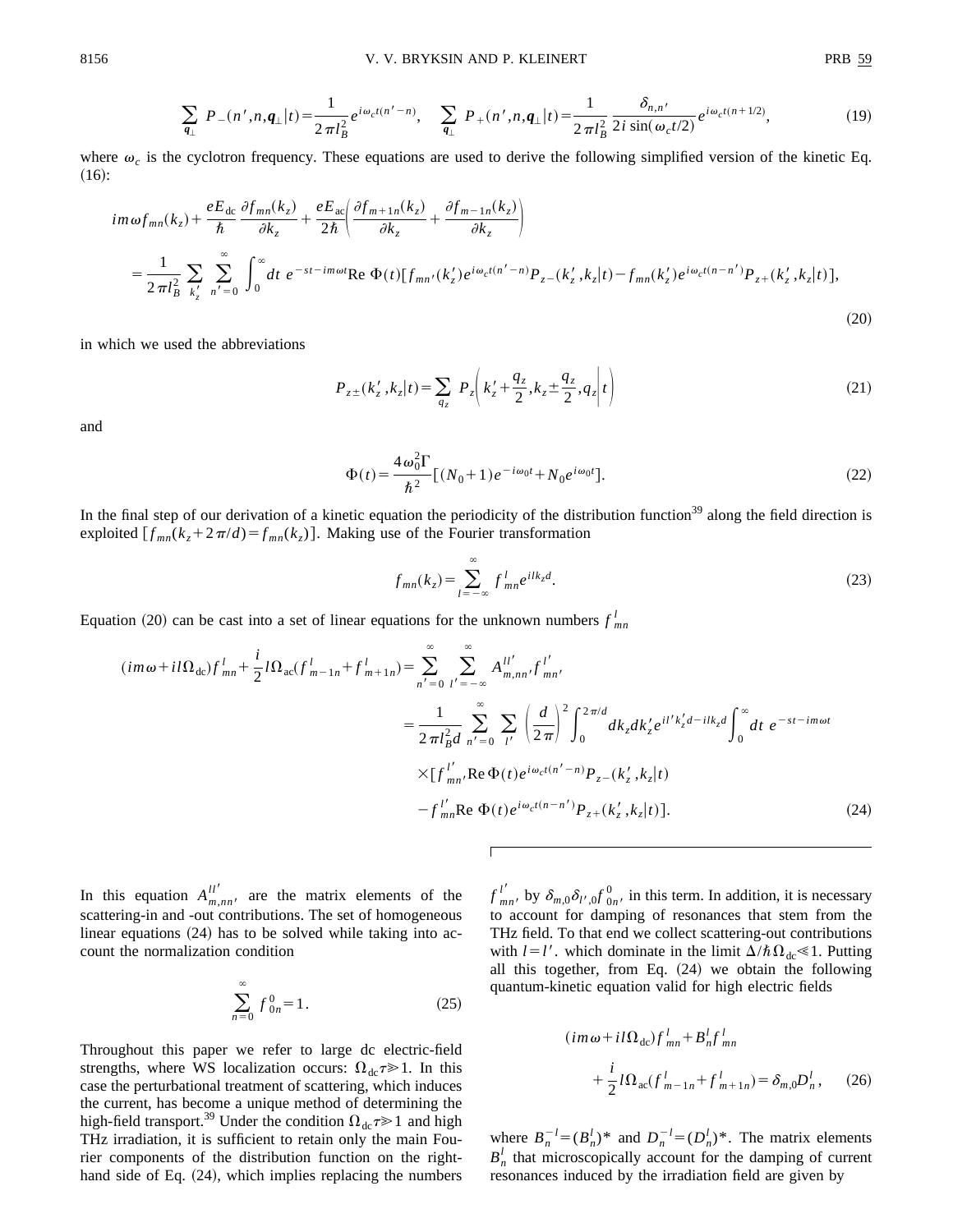$$\sum_{\boldsymbol{q}_\perp} P_-(n',n,\boldsymbol{q}_\perp|t)=\frac{1}{2\pi l_B^2}e^{i\omega_c t(n'-n)},\quad \sum_{\boldsymbol{q}_\perp} P_+(n',n,\boldsymbol{q}_\perp|t)=\frac{1}{2\pi l_B^2}\frac{\delta_{n,n'}}{2i\sin(\omega_c t/2)}e^{i\omega_c t(n+1/2)}, \tag{19}$$

where $\omega_c$ is the cyclotron frequency. These equations are used to derive the following simplified version of the kinetic Eq. (16):

$$\begin{aligned}
&im\omega f_{mn}(k_z)+\frac{eE_{\rm dc}}{\hbar}\frac{\partial f_{mn}(k_z)}{\partial k_z}+\frac{eE_{\rm ac}}{2\hbar}\left(\frac{\partial f_{m+1n}(k_z)}{\partial k_z}+\frac{\partial f_{m-1n}(k_z)}{\partial k_z}\right)\\
&=\frac{1}{2\pi l_B^2}\sum_{k_z'}\sum_{n'=0}^{\infty}\int_0^\infty dt\ e^{-st-im\omega t}{\rm Re}\ \Phi(t)[f_{mn'}(k_z')e^{i\omega_c t(n'-n)}P_{z-}(k_z',k_z|t)-f_{mn}(k_z')e^{i\omega_c t(n-n')}P_{z+}(k_z',k_z|t)],
\end{aligned} \tag{20}$$

in which we used the abbreviations

$$P_{z\pm}(k_z',k_z|t)=\sum_{q_z}P_z\left(k_z'+\frac{q_z}{2},k_z\pm\frac{q_z}{2},q_z\middle|t\right) \tag{21}$$

and

$$\Phi(t)=\frac{4\omega_0^2\Gamma}{\hbar^2}[(N_0+1)e^{-i\omega_0 t}+N_0 e^{i\omega_0 t}]. \tag{22}$$

In the final step of our derivation of a kinetic equation the periodicity of the distribution function[39] along the field direction is exploited $[f_{mn}(k_z+2\pi/d)=f_{mn}(k_z)]$. Making use of the Fourier transformation

$$f_{mn}(k_z)=\sum_{l=-\infty}^{\infty}f_{mn}^l e^{ilk_z d}. \tag{23}$$

Equation (20) can be cast into a set of linear equations for the unknown numbers $f_{mn}^l$

$$\begin{aligned}
(im\omega+il\Omega_{\rm dc})f_{mn}^l+\frac{i}{2}l\Omega_{\rm ac}(f_{m-1n}^l+f_{m+1n}^l)&=\sum_{n'=0}^{\infty}\sum_{l'=-\infty}^{\infty}A_{m,nn'}^{ll'}f_{mn'}^{l'}\\
&=\frac{1}{2\pi l_B^2 d}\sum_{n'=0}^{\infty}\sum_{l'}\left(\frac{d}{2\pi}\right)^2\int_0^{2\pi/d}dk_z dk_z' e^{il'k_z'd-ilk_zd}\int_0^\infty dt\ e^{-st-im\omega t}\\
&\quad\times[f_{mn'}^{l'}{\rm Re}\ \Phi(t)e^{i\omega_c t(n'-n)}P_{z-}(k_z',k_z|t)\\
&\quad-f_{mn}^{l'}{\rm Re}\ \Phi(t)e^{i\omega_c t(n-n')}P_{z+}(k_z',k_z|t)].
\end{aligned} \tag{24}$$

In this equation $A_{m,nn'}^{ll'}$ are the matrix elements of the scattering-in and -out contributions. The set of homogeneous linear equations (24) has to be solved while taking into account the normalization condition

$$\sum_{n=0}^{\infty}f_{0n}^0=1. \tag{25}$$

Throughout this paper we refer to large dc electric-field strengths, where WS localization occurs: $\Omega_{\rm dc}\tau\gg 1$. In this case the perturbational treatment of scattering, which induces the current, has become a unique method of determining the high-field transport.[39] Under the condition $\Omega_{\rm dc}\tau\gg 1$ and high THz irradiation, it is sufficient to retain only the main Fourier components of the distribution function on the right-hand side of Eq. (24), which implies replacing the numbers $f_{mn'}^{l'}$ by $\delta_{m,0}\delta_{l',0}f_{0n'}^0$ in this term. In addition, it is necessary to account for damping of resonances that stem from the THz field. To that end we collect scattering-out contributions with $l=l'$. which dominate in the limit $\Delta/\hbar\Omega_{\rm dc}\ll 1$. Putting all this together, from Eq. (24) we obtain the following quantum-kinetic equation valid for high electric fields

$$(im\omega+il\Omega_{\rm dc})f_{mn}^l+B_n^l f_{mn}^l+\frac{i}{2}l\Omega_{\rm ac}(f_{m-1n}^l+f_{m+1n}^l)=\delta_{m,0}D_n^l, \tag{26}$$

where $B_n^{-l}=(B_n^l)^*$ and $D_n^{-l}=(D_n^l)^*$. The matrix elements $B_n^l$ that microscopically account for the damping of current resonances induced by the irradiation field are given by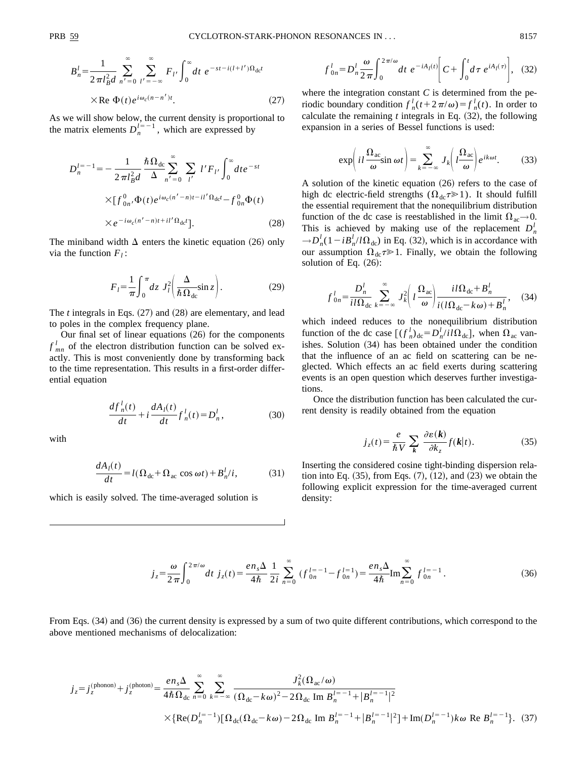$$B_n^l = \frac{1}{2\pi l_B^2 d} \sum_{n'=0}^{\infty} \sum_{l'=-\infty}^{\infty} F_{l'} \int_0^{\infty} dt \; e^{-st - i(l+l')\Omega_{dc} t} \times \text{Re}\, \Phi(t) e^{i\omega_c (n-n')t}. \tag{27}$$

As we will show below, the current density is proportional to the matrix elements $D_n^{l=-1}$, which are expressed by

$$D_n^{l=-1} = -\frac{1}{2\pi l_B^2 d} \frac{\hbar \Omega_{dc}}{\Delta} \sum_{n'=0}^{\infty} \sum_{l'} l' F_{l'} \int_0^{\infty} dt e^{-st} \times [f_{0n'}^0 \Phi(t) e^{i\omega_c (n'-n)t - il'\Omega_{dc} t} - f_{0n}^0 \Phi(t) \times e^{-i\omega_c (n'-n)t + il'\Omega_{dc} t}]. \tag{28}$$

The miniband width $\Delta$ enters the kinetic equation (26) only via the function $F_l$:

$$F_l = \frac{1}{\pi} \int_0^{\pi} dz \; J_l^2\left(\frac{\Delta}{\hbar \Omega_{dc}} \sin z\right). \tag{29}$$

The $t$ integrals in Eqs. (27) and (28) are elementary, and lead to poles in the complex frequency plane.

Our final set of linear equations (26) for the components $f_{mn}^l$ of the electron distribution function can be solved exactly. This is most conveniently done by transforming back to the time representation. This results in a first-order differential equation

$$\frac{df_n^l(t)}{dt} + i\frac{dA_l(t)}{dt} f_n^l(t) = D_n^l, \tag{30}$$

with

$$\frac{dA_l(t)}{dt} = l(\Omega_{dc} + \Omega_{ac} \cos \omega t) + B_n^l / i, \tag{31}$$

which is easily solved. The time-averaged solution is

$$f_{0n}^l = D_n^l \frac{\omega}{2\pi} \int_0^{2\pi/\omega} dt \; e^{-iA_l(t)} \left[ C + \int_0^t d\tau \; e^{iA_l(\tau)} \right], \tag{32}$$

where the integration constant $C$ is determined from the periodic boundary condition $f_n^l(t + 2\pi/\omega) = f_n^l(t)$. In order to calculate the remaining $t$ integrals in Eq. (32), the following expansion in a series of Bessel functions is used:

$$\exp\left( il \frac{\Omega_{ac}}{\omega} \sin \omega t \right) = \sum_{k=-\infty}^{\infty} J_k\left( l \frac{\Omega_{ac}}{\omega} \right) e^{ik\omega t}. \tag{33}$$

A solution of the kinetic equation (26) refers to the case of high dc electric-field strengths ($\Omega_{dc}\tau \gg 1$). It should fulfill the essential requirement that the nonequilibrium distribution function of the dc case is reestablished in the limit $\Omega_{ac} \to 0$. This is achieved by making use of the replacement $D_n^l \to D_n^l (1 - iB_n^l / l\Omega_{dc})$ in Eq. (32), which is in accordance with our assumption $\Omega_{dc}\tau \gg 1$. Finally, we obtain the following solution of Eq. (26):

$$f_{0n}^l = \frac{D_n^l}{il\Omega_{dc}} \sum_{k=-\infty}^{\infty} J_k^2\left( l \frac{\Omega_{ac}}{\omega} \right) \frac{il\Omega_{dc} + B_n^l}{i(l\Omega_{dc} - k\omega) + B_n^l}, \tag{34}$$

which indeed reduces to the nonequilibrium distribution function of the dc case $[(f_n^l)_{dc} = D_n^l / il\Omega_{dc}]$, when $\Omega_{ac}$ vanishes. Solution (34) has been obtained under the condition that the influence of an ac field on scattering can be neglected. Which effects an ac field exerts during scattering events is an open question which deserves further investigations.

Once the distribution function has been calculated the current density is readily obtained from the equation

$$j_z(t) = \frac{e}{\hbar V} \sum_{\boldsymbol{k}} \frac{\partial \varepsilon(\boldsymbol{k})}{\partial k_z} f(\boldsymbol{k}|t). \tag{35}$$

Inserting the considered cosine tight-binding dispersion relation into Eq. (35), from Eqs. (7), (12), and (23) we obtain the following explicit expression for the time-averaged current density:

$$j_z = \frac{\omega}{2\pi} \int_0^{2\pi/\omega} dt \; j_z(t) = \frac{en_s\Delta}{4\hbar} \frac{1}{2i} \sum_{n=0}^{\infty} (f_{0n}^{l=-1} - f_{0n}^{l=1}) = \frac{en_s\Delta}{4\hbar} \text{Im} \sum_{n=0}^{\infty} f_{0n}^{l=-1}. \tag{36}$$

From Eqs. (34) and (36) the current density is expressed by a sum of two quite different contributions, which correspond to the above mentioned mechanisms of delocalization:

$$j_z = j_z^{(\text{phonon})} + j_z^{(\text{photon})} = \frac{en_s\Delta}{4\hbar\Omega_{dc}} \sum_{n=0}^{\infty} \sum_{k=-\infty}^{\infty} \frac{J_k^2(\Omega_{ac}/\omega)}{(\Omega_{dc} - k\omega)^2 - 2\Omega_{dc} \,\text{Im}\, B_n^{l=-1} + |B_n^{l=-1}|^2} \times \{ \text{Re}(D_n^{l=-1})[\Omega_{dc}(\Omega_{dc} - k\omega) - 2\Omega_{dc} \,\text{Im}\, B_n^{l=-1} + |B_n^{l=-1}|^2] + \text{Im}(D_n^{l=-1}) k\omega \,\text{Re}\, B_n^{l=-1} \}. \tag{37}$$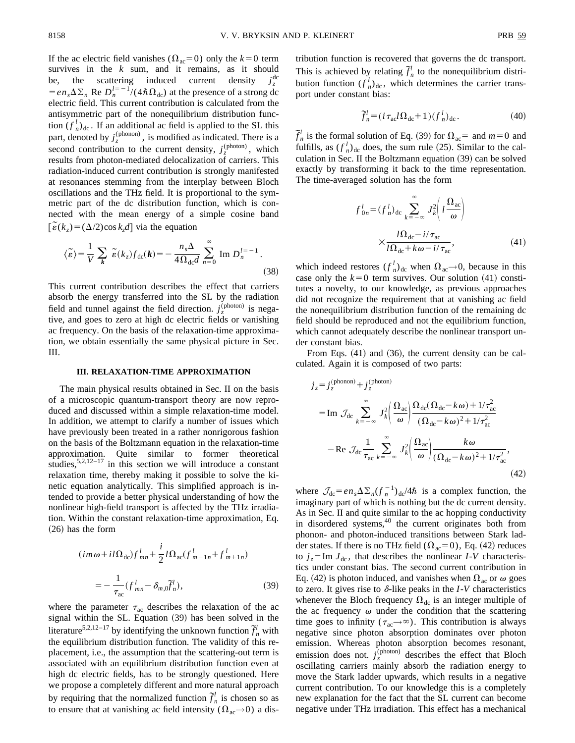If the ac electric field vanishes ($\Omega_{\rm ac}=0$) only the $k=0$ term survives in the $k$ sum, and it remains, as it should be, the scattering induced current density $j_z^{\rm dc}=en_s\Delta\Sigma_n \,{\rm Re}\, D_n^{l=-1}/(4\hbar\Omega_{\rm dc})$ at the presence of a strong dc electric field. This current contribution is calculated from the antisymmetric part of the nonequilibrium distribution function $(f_n^l)_{\rm dc}$. If an additional ac field is applied to the SL this part, denoted by $j_z^{(\rm phonon)}$, is modified as indicated. There is a second contribution to the current density, $j_z^{(\rm photon)}$, which results from photon-mediated delocalization of carriers. This radiation-induced current contribution is strongly manifested at resonances stemming from the interplay between Bloch oscillations and the THz field. It is proportional to the symmetric part of the dc distribution function, which is connected with the mean energy of a simple cosine band $[\tilde{\varepsilon}(k_z)=(\Delta/2)\cos k_z d]$ via the equation

$$\langle\tilde{\varepsilon}\rangle=\frac{1}{V}\sum_{\boldsymbol{k}}\tilde{\varepsilon}(k_z)f_{\rm dc}(\boldsymbol{k})=-\frac{n_s\Delta}{4\Omega_{\rm dc}d}\sum_{n=0}^{\infty}{\rm Im}\,D_n^{l=-1}. \tag{38}$$

This current contribution describes the effect that carriers absorb the energy transferred into the SL by the radiation field and tunnel against the field direction. $j_z^{(\rm photon)}$ is negative, and goes to zero at high dc electric fields or vanishing ac frequency. On the basis of the relaxation-time approximation, we obtain essentially the same physical picture in Sec. III.

## III. RELAXATION-TIME APPROXIMATION

The main physical results obtained in Sec. II on the basis of a microscopic quantum-transport theory are now reproduced and discussed within a simple relaxation-time model. In addition, we attempt to clarify a number of issues which have previously been treated in a rather nonrigorous fashion on the basis of the Boltzmann equation in the relaxation-time approximation. Quite similar to former theoretical studies,[5,2,12–17] in this section we will introduce a constant relaxation time, thereby making it possible to solve the kinetic equation analytically. This simplified approach is intended to provide a better physical understanding of how the nonlinear high-field transport is affected by the THz irradiation. Within the constant relaxation-time approximation, Eq. (26) has the form

$$(im\omega+il\Omega_{\rm dc})f_{mn}^l+\frac{i}{2}l\Omega_{\rm ac}(f_{m-1n}^l+f_{m+1n}^l)=-\frac{1}{\tau_{\rm ac}}(f_{mn}^l-\delta_{m,0}\tilde{f}_n^l), \tag{39}$$

where the parameter $\tau_{\rm ac}$ describes the relaxation of the ac signal within the SL. Equation (39) has been solved in the literature[5,2,12–17] by identifying the unknown function $\tilde{f}_n^l$ with the equilibrium distribution function. The validity of this replacement, i.e., the assumption that the scattering-out term is associated with an equilibrium distribution function even at high dc electric fields, has to be strongly questioned. Here we propose a completely different and more natural approach by requiring that the normalized function $\tilde{f}_n^l$ is chosen so as to ensure that at vanishing ac field intensity ($\Omega_{\rm ac}\to 0$) a distribution function is recovered that governs the dc transport. This is achieved by relating $\tilde{f}_n^l$ to the nonequilibrium distribution function $(f_n^l)_{\rm dc}$, which determines the carrier transport under constant bias:

$$\tilde{f}_n^l=(i\tau_{\rm ac}l\Omega_{\rm dc}+1)(f_n^l)_{\rm dc}. \tag{40}$$

$\tilde{f}_n^l$ is the formal solution of Eq. (39) for $\Omega_{\rm ac}=$ and $m=0$ and fulfills, as $(f_n^l)_{\rm dc}$ does, the sum rule (25). Similar to the calculation in Sec. II the Boltzmann equation (39) can be solved exactly by transforming it back to the time representation. The time-averaged solution has the form

$$f_{0n}^l=(f_n^l)_{\rm dc}\sum_{k=-\infty}^{\infty}J_k^2\left(l\frac{\Omega_{\rm ac}}{\omega}\right)\times\frac{l\Omega_{\rm dc}-i/\tau_{\rm ac}}{l\Omega_{\rm dc}+k\omega-i/\tau_{\rm ac}}, \tag{41}$$

which indeed restores $(f_n^l)_{\rm dc}$ when $\Omega_{\rm ac}\to 0$, because in this case only the $k=0$ term survives. Our solution (41) constitutes a novelty, to our knowledge, as previous approaches did not recognize the requirement that at vanishing ac field the nonequilibrium distribution function of the remaining dc field should be reproduced and not the equilibrium function, which cannot adequately describe the nonlinear transport under constant bias.

From Eqs. (41) and (36), the current density can be calculated. Again it is composed of two parts:

$$\begin{aligned}j_z&=j_z^{(\rm phonon)}+j_z^{(\rm photon)}\\&={\rm Im}\,\mathcal{J}_{\rm dc}\sum_{k=-\infty}^{\infty}J_k^2\left(\frac{\Omega_{\rm ac}}{\omega}\right)\frac{\Omega_{\rm dc}(\Omega_{\rm dc}-k\omega)+1/\tau_{\rm ac}^2}{(\Omega_{\rm dc}-k\omega)^2+1/\tau_{\rm ac}^2}\\&\quad-{\rm Re}\,\mathcal{J}_{\rm dc}\frac{1}{\tau_{\rm ac}}\sum_{k=-\infty}^{\infty}J_k^2\left(\frac{\Omega_{\rm ac}}{\omega}\right)\frac{k\omega}{(\Omega_{\rm dc}-k\omega)^2+1/\tau_{\rm ac}^2},\end{aligned} \tag{42}$$

where $\mathcal{J}_{\rm dc}=en_s\Delta\Sigma_n(f_n^{-1})_{\rm dc}/4\hbar$ is a complex function, the imaginary part of which is nothing but the dc current density. As in Sec. II and quite similar to the ac hopping conductivity in disordered systems,[40] the current originates both from phonon- and photon-induced transitions between Stark ladder states. If there is no THz field ($\Omega_{\rm ac}=0$), Eq. (42) reduces to $j_z={\rm Im}\,J_{\rm dc}$, that describes the nonlinear $I$-$V$ characteristics under constant bias. The second current contribution in Eq. (42) is photon induced, and vanishes when $\Omega_{\rm ac}$ or $\omega$ goes to zero. It gives rise to $\delta$-like peaks in the $I$-$V$ characteristics whenever the Bloch frequency $\Omega_{\rm dc}$ is an integer multiple of the ac frequency $\omega$ under the condition that the scattering time goes to infinity ($\tau_{\rm ac}\to\infty$). This contribution is always negative since photon absorption dominates over photon emission. Whereas photon absorption becomes resonant, emission does not. $j_z^{(\rm photon)}$ describes the effect that Bloch oscillating carriers mainly absorb the radiation energy to move the Stark ladder upwards, which results in a negative current contribution. To our knowledge this is a completely new explanation for the fact that the SL current can become negative under THz irradiation. This effect has a mechanical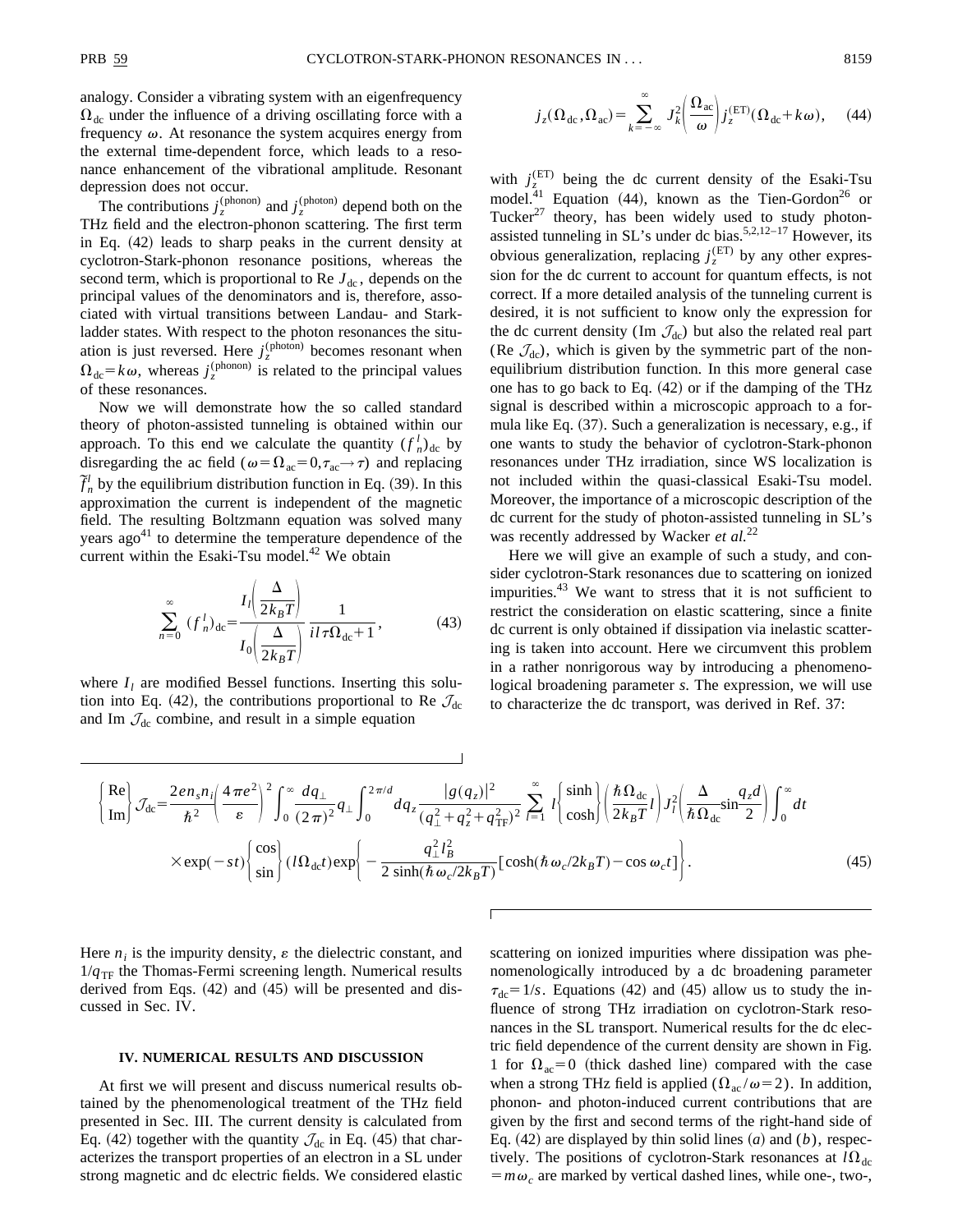analogy. Consider a vibrating system with an eigenfrequency $\Omega_{\rm dc}$ under the influence of a driving oscillating force with a frequency $\omega$. At resonance the system acquires energy from the external time-dependent force, which leads to a resonance enhancement of the vibrational amplitude. Resonant depression does not occur.

The contributions $j_z^{(\rm phonon)}$ and $j_z^{(\rm photon)}$ depend both on the THz field and the electron-phonon scattering. The first term in Eq. (42) leads to sharp peaks in the current density at cyclotron-Stark-phonon resonance positions, whereas the second term, which is proportional to Re $J_{\rm dc}$, depends on the principal values of the denominators and is, therefore, associated with virtual transitions between Landau- and Stark-ladder states. With respect to the photon resonances the situation is just reversed. Here $j_z^{(\rm photon)}$ becomes resonant when $\Omega_{\rm dc}=k\omega$, whereas $j_z^{(\rm phonon)}$ is related to the principal values of these resonances.

Now we will demonstrate how the so called standard theory of photon-assisted tunneling is obtained within our approach. To this end we calculate the quantity $(f_n^l)_{\rm dc}$ by disregarding the ac field ($\omega=\Omega_{\rm ac}=0,\tau_{\rm ac}\to\tau$) and replacing $\tilde{f}_n^l$ by the equilibrium distribution function in Eq. (39). In this approximation the current is independent of the magnetic field. The resulting Boltzmann equation was solved many years ago[41] to determine the temperature dependence of the current within the Esaki-Tsu model.[42] We obtain

$$\sum_{n=0}^{\infty}(f_n^l)_{\rm dc}=\frac{I_l\left(\frac{\Delta}{2k_BT}\right)}{I_0\left(\frac{\Delta}{2k_BT}\right)}\frac{1}{il\tau\Omega_{\rm dc}+1}, \tag{43}$$

where $I_l$ are modified Bessel functions. Inserting this solution into Eq. (42), the contributions proportional to Re $\mathcal{J}_{\rm dc}$ and Im $\mathcal{J}_{\rm dc}$ combine, and result in a simple equation

$$j_z(\Omega_{\rm dc},\Omega_{\rm ac})=\sum_{k=-\infty}^{\infty}J_k^2\left(\frac{\Omega_{\rm ac}}{\omega}\right)j_z^{(\rm ET)}(\Omega_{\rm dc}+k\omega), \tag{44}$$

with $j_z^{(\rm ET)}$ being the dc current density of the Esaki-Tsu model.[41] Equation (44), known as the Tien-Gordon[26] or Tucker[27] theory, has been widely used to study photon-assisted tunneling in SL's under dc bias.[5,2,12–17] However, its obvious generalization, replacing $j_z^{(\rm ET)}$ by any other expression for the dc current to account for quantum effects, is not correct. If a more detailed analysis of the tunneling current is desired, it is not sufficient to know only the expression for the dc current density (Im $\mathcal{J}_{\rm dc}$) but also the related real part (Re $\mathcal{J}_{\rm dc}$), which is given by the symmetric part of the nonequilibrium distribution function. In this more general case one has to go back to Eq. (42) or if the damping of the THz signal is described within a microscopic approach to a formula like Eq. (37). Such a generalization is necessary, e.g., if one wants to study the behavior of cyclotron-Stark-phonon resonances under THz irradiation, since WS localization is not included within the quasi-classical Esaki-Tsu model. Moreover, the importance of a microscopic description of the dc current for the study of photon-assisted tunneling in SL's was recently addressed by Wacker *et al.*[22]

Here we will give an example of such a study, and consider cyclotron-Stark resonances due to scattering on ionized impurities.[43] We want to stress that it is not sufficient to restrict the consideration on elastic scattering, since a finite dc current is only obtained if dissipation via inelastic scattering is taken into account. Here we circumvent this problem in a rather nonrigorous way by introducing a phenomenological broadening parameter $s$. The expression, we will use to characterize the dc transport, was derived in Ref. 37:

$$\begin{aligned}\left\{\begin{matrix}\rm Re\\ \rm Im\end{matrix}\right\}\mathcal{J}_{\rm dc}=&\frac{2en_sn_i}{\hbar^2}\left(\frac{4\pi e^2}{\varepsilon}\right)^2\int_0^\infty\frac{dq_\perp}{(2\pi)^2}q_\perp\int_0^{2\pi/d}dq_z\frac{|g(q_z)|^2}{(q_\perp^2+q_z^2+q_{\rm TF}^2)^2}\sum_{l=1}^{\infty}l\left\{\begin{matrix}\sinh\\ \cosh\end{matrix}\right\}\left(\frac{\hbar\Omega_{\rm dc}}{2k_BT}l\right)J_l^2\left(\frac{\Delta}{\hbar\Omega_{\rm dc}}\sin\frac{q_zd}{2}\right)\int_0^\infty dt\\ &\times\exp(-st)\left\{\begin{matrix}\cos\\ \sin\end{matrix}\right\}(l\Omega_{\rm dc}t)\exp\left\{-\frac{q_\perp^2l_B^2}{2\sinh(\hbar\omega_c/2k_BT)}[\cosh(\hbar\omega_c/2k_BT)-\cos\omega_ct]\right\}.\end{aligned} \tag{45}$$

Here $n_i$ is the impurity density, $\varepsilon$ the dielectric constant, and $1/q_{\rm TF}$ the Thomas-Fermi screening length. Numerical results derived from Eqs. (42) and (45) will be presented and discussed in Sec. IV.

## IV. NUMERICAL RESULTS AND DISCUSSION

At first we will present and discuss numerical results obtained by the phenomenological treatment of the THz field presented in Sec. III. The current density is calculated from Eq. (42) together with the quantity $\mathcal{J}_{\rm dc}$ in Eq. (45) that characterizes the transport properties of an electron in a SL under strong magnetic and dc electric fields. We considered elastic scattering on ionized impurities where dissipation was phenomenologically introduced by a dc broadening parameter $\tau_{\rm dc}=1/s$. Equations (42) and (45) allow us to study the influence of strong THz irradiation on cyclotron-Stark resonances in the SL transport. Numerical results for the dc electric field dependence of the current density are shown in Fig. 1 for $\Omega_{\rm ac}=0$ (thick dashed line) compared with the case when a strong THz field is applied ($\Omega_{\rm ac}/\omega=2$). In addition, phonon- and photon-induced current contributions that are given by the first and second terms of the right-hand side of Eq. (42) are displayed by thin solid lines ($a$) and ($b$), respectively. The positions of cyclotron-Stark resonances at $l\Omega_{\rm dc}=m\omega_c$ are marked by vertical dashed lines, while one-, two-,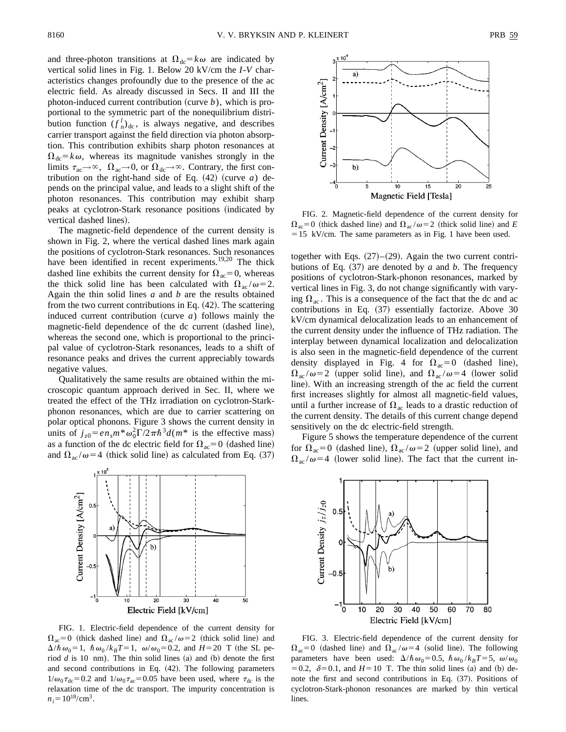and three-photon transitions at $\Omega_{dc} = k\omega$ are indicated by vertical solid lines in Fig. 1. Below 20 kV/cm the *I*-*V* characteristics changes profoundly due to the presence of the ac electric field. As already discussed in Secs. II and III the photon-induced current contribution (curve *b*), which is proportional to the symmetric part of the nonequilibrium distribution function $(f_n^l)_{dc}$, is always negative, and describes carrier transport against the field direction via photon absorption. This contribution exhibits sharp photon resonances at $\Omega_{dc} = k\omega$, whereas its magnitude vanishes strongly in the limits $\tau_{ac} \to \infty$, $\Omega_{ac} \to 0$, or $\Omega_{dc} \to \infty$. Contrary, the first contribution on the right-hand side of Eq. (42) (curve *a*) depends on the principal value, and leads to a slight shift of the photon resonances. This contribution may exhibit sharp peaks at cyclotron-Stark resonance positions (indicated by vertical dashed lines).

The magnetic-field dependence of the current density is shown in Fig. 2, where the vertical dashed lines mark again the positions of cyclotron-Stark resonances. Such resonances have been identified in recent experiments.[19,20] The thick dashed line exhibits the current density for $\Omega_{ac} = 0$, whereas the thick solid line has been calculated with $\Omega_{ac}/\omega = 2$. Again the thin solid lines *a* and *b* are the results obtained from the two current contributions in Eq. (42). The scattering induced current contribution (curve *a*) follows mainly the magnetic-field dependence of the dc current (dashed line), whereas the second one, which is proportional to the principal value of cyclotron-Stark resonances, leads to a shift of resonance peaks and drives the current appreciably towards negative values.

Qualitatively the same results are obtained within the microscopic quantum approach derived in Sec. II, where we treated the effect of the THz irradiation on cyclotron-Stark-phonon resonances, which are due to carrier scattering on polar optical phonons. Figure 3 shows the current density in units of $j_{z0} = en_s m^* \omega_0^2 \Gamma / 2\pi\hbar^3 d$ ($m^*$ is the effective mass) as a function of the dc electric field for $\Omega_{ac} = 0$ (dashed line) and $\Omega_{ac}/\omega = 4$ (thick solid line) as calculated from Eq. (37) together with Eqs. (27)–(29). Again the two current contributions of Eq. (37) are denoted by *a* and *b*. The frequency positions of cyclotron-Stark-phonon resonances, marked by vertical lines in Fig. 3, do not change significantly with varying $\Omega_{ac}$. This is a consequence of the fact that the dc and ac contributions in Eq. (37) essentially factorize. Above 30 kV/cm dynamical delocalization leads to an enhancement of the current density under the influence of THz radiation. The interplay between dynamical localization and delocalization is also seen in the magnetic-field dependence of the current density displayed in Fig. 4 for $\Omega_{ac} = 0$ (dashed line), $\Omega_{ac}/\omega = 2$ (upper solid line), and $\Omega_{ac}/\omega = 4$ (lower solid line). With an increasing strength of the ac field the current first increases slightly for almost all magnetic-field values, until a further increase of $\Omega_{ac}$ leads to a drastic reduction of the current density. The details of this current change depend sensitively on the dc electric-field strength.

Figure 5 shows the temperature dependence of the current for $\Omega_{ac} = 0$ (dashed line), $\Omega_{ac}/\omega = 2$ (upper solid line), and $\Omega_{ac}/\omega = 4$ (lower solid line). The fact that the current in-

FIG. 1. Electric-field dependence of the current density for $\Omega_{ac} = 0$ (thick dashed line) and $\Omega_{ac}/\omega = 2$ (thick solid line) and $\Delta/\hbar\omega_0 = 1$, $\hbar\omega_0/k_BT = 1$, $\omega/\omega_0 = 0.2$, and $H = 20$ T (the SL period *d* is 10 nm). The thin solid lines (a) and (b) denote the first and second contributions in Eq. (42). The following parameters $1/\omega_0\tau_{dc} = 0.2$ and $1/\omega_0\tau_{ac} = 0.05$ have been used, where $\tau_{dc}$ is the relaxation time of the dc transport. The impurity concentration is $n_i = 10^{18}/\text{cm}^3$.

FIG. 2. Magnetic-field dependence of the current density for $\Omega_{ac} = 0$ (thick dashed line) and $\Omega_{ac}/\omega = 2$ (thick solid line) and $E = 15$ kV/cm. The same parameters as in Fig. 1 have been used.

FIG. 3. Electric-field dependence of the current density for $\Omega_{ac} = 0$ (dashed line) and $\Omega_{ac}/\omega = 4$ (solid line). The following parameters have been used: $\Delta/\hbar\omega_0 = 0.5$, $\hbar\omega_0/k_BT = 5$, $\omega/\omega_0 = 0.2$, $\delta = 0.1$, and $H = 10$ T. The thin solid lines (a) and (b) denote the first and second contributions in Eq. (37). Positions of cyclotron-Stark-phonon resonances are marked by thin vertical lines.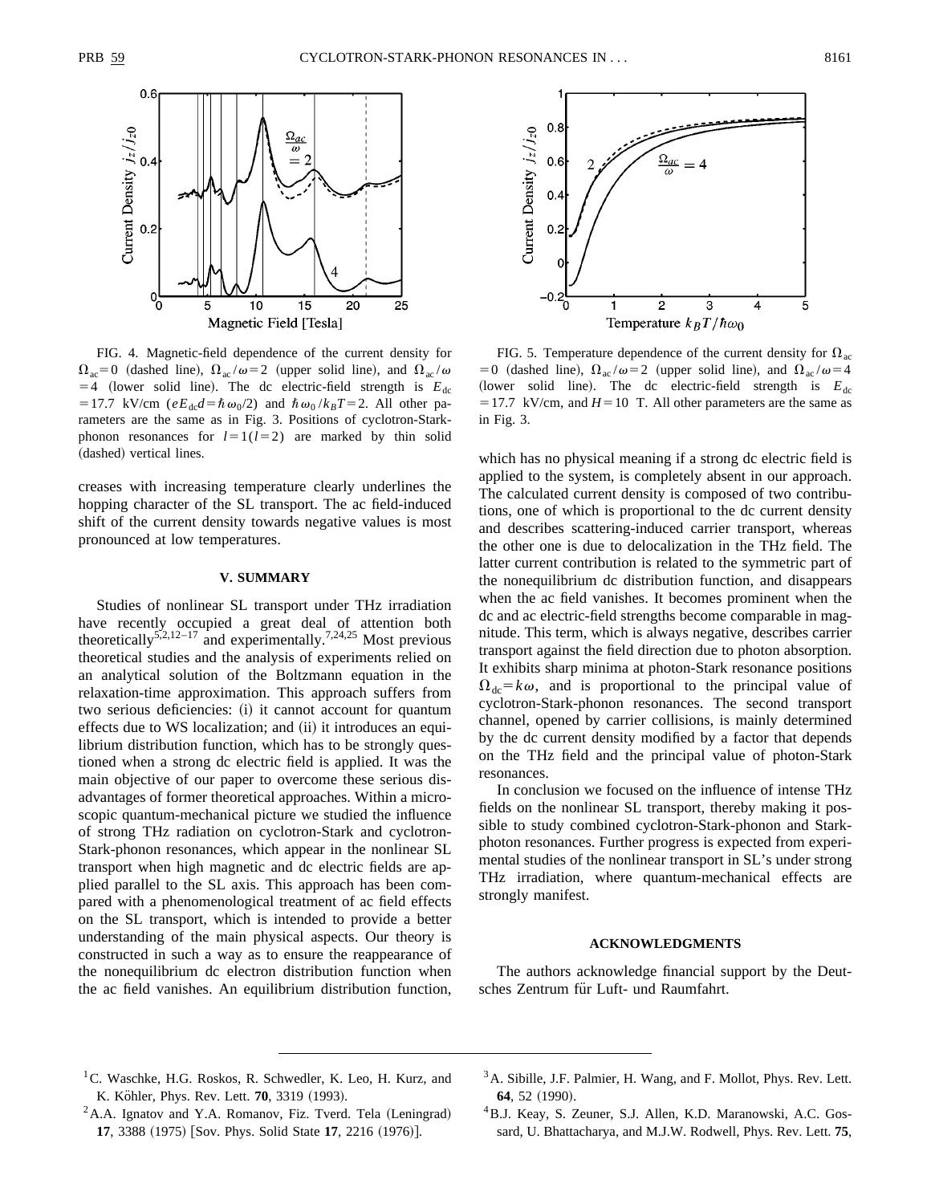Current Density $j_z/j_{z0}$

0.6

0.4

0.2

0

0 5 10 15 20 25

Magnetic Field [Tesla]

$\frac{\Omega_{ac}}{\omega} = 2$

4

FIG. 4. Magnetic-field dependence of the current density for $\Omega_{\rm ac}=0$ (dashed line), $\Omega_{\rm ac}/\omega=2$ (upper solid line), and $\Omega_{\rm ac}/\omega=4$ (lower solid line). The dc electric-field strength is $E_{\rm dc}=17.7$ kV/cm ($eE_{\rm dc}d=\hbar\omega_0/2$) and $\hbar\omega_0/k_BT=2$. All other parameters are the same as in Fig. 3. Positions of cyclotron-Stark-phonon resonances for $l=1(l=2)$ are marked by thin solid (dashed) vertical lines.

Current Density $j_z/j_{z0}$

1

0.8

0.6

0.4

0.2

0

−0.2

0 1 2 3 4 5

Temperature $k_BT/\hbar\omega_0$

2

$\frac{\Omega_{ac}}{\omega} = 4$

FIG. 5. Temperature dependence of the current density for $\Omega_{\rm ac}=0$ (dashed line), $\Omega_{\rm ac}/\omega=2$ (upper solid line), and $\Omega_{\rm ac}/\omega=4$ (lower solid line). The dc electric-field strength is $E_{\rm dc}=17.7$ kV/cm, and $H=10$ T. All other parameters are the same as in Fig. 3.

creases with increasing temperature clearly underlines the hopping character of the SL transport. The ac field-induced shift of the current density towards negative values is most pronounced at low temperatures.

## V. SUMMARY

Studies of nonlinear SL transport under THz irradiation have recently occupied a great deal of attention both theoretically[5,2,12–17] and experimentally.[7,24,25] Most previous theoretical studies and the analysis of experiments relied on an analytical solution of the Boltzmann equation in the relaxation-time approximation. This approach suffers from two serious deficiencies: (i) it cannot account for quantum effects due to WS localization; and (ii) it introduces an equilibrium distribution function, which has to be strongly questioned when a strong dc electric field is applied. It was the main objective of our paper to overcome these serious disadvantages of former theoretical approaches. Within a microscopic quantum-mechanical picture we studied the influence of strong THz radiation on cyclotron-Stark and cyclotron-Stark-phonon resonances, which appear in the nonlinear SL transport when high magnetic and dc electric fields are applied parallel to the SL axis. This approach has been compared with a phenomenological treatment of ac field effects on the SL transport, which is intended to provide a better understanding of the main physical aspects. Our theory is constructed in such a way as to ensure the reappearance of the nonequilibrium dc electron distribution function when the ac field vanishes. An equilibrium distribution function, which has no physical meaning if a strong dc electric field is applied to the system, is completely absent in our approach. The calculated current density is composed of two contributions, one of which is proportional to the dc current density and describes scattering-induced carrier transport, whereas the other one is due to delocalization in the THz field. The latter current contribution is related to the symmetric part of the nonequilibrium dc distribution function, and disappears when the ac field vanishes. It becomes prominent when the dc and ac electric-field strengths become comparable in magnitude. This term, which is always negative, describes carrier transport against the field direction due to photon absorption. It exhibits sharp minima at photon-Stark resonance positions $\Omega_{\rm dc}=k\omega$, and is proportional to the principal value of cyclotron-Stark-phonon resonances. The second transport channel, opened by carrier collisions, is mainly determined by the dc current density modified by a factor that depends on the THz field and the principal value of photon-Stark resonances.

In conclusion we focused on the influence of intense THz fields on the nonlinear SL transport, thereby making it possible to study combined cyclotron-Stark-phonon and Stark-photon resonances. Further progress is expected from experimental studies of the nonlinear transport in SL's under strong THz irradiation, where quantum-mechanical effects are strongly manifest.

## ACKNOWLEDGMENTS

The authors acknowledge financial support by the Deutsches Zentrum für Luft- und Raumfahrt.

---

[1] C. Waschke, H.G. Roskos, R. Schwedler, K. Leo, H. Kurz, and K. Köhler, Phys. Rev. Lett. **70**, 3319 (1993).

[2] A.A. Ignatov and Y.A. Romanov, Fiz. Tverd. Tela (Leningrad) **17**, 3388 (1975) [Sov. Phys. Solid State **17**, 2216 (1976)].

[3] A. Sibille, J.F. Palmier, H. Wang, and F. Mollot, Phys. Rev. Lett. **64**, 52 (1990).

[4] B.J. Keay, S. Zeuner, S.J. Allen, K.D. Maranowski, A.C. Gossard, U. Bhattacharya, and M.J.W. Rodwell, Phys. Rev. Lett. **75**,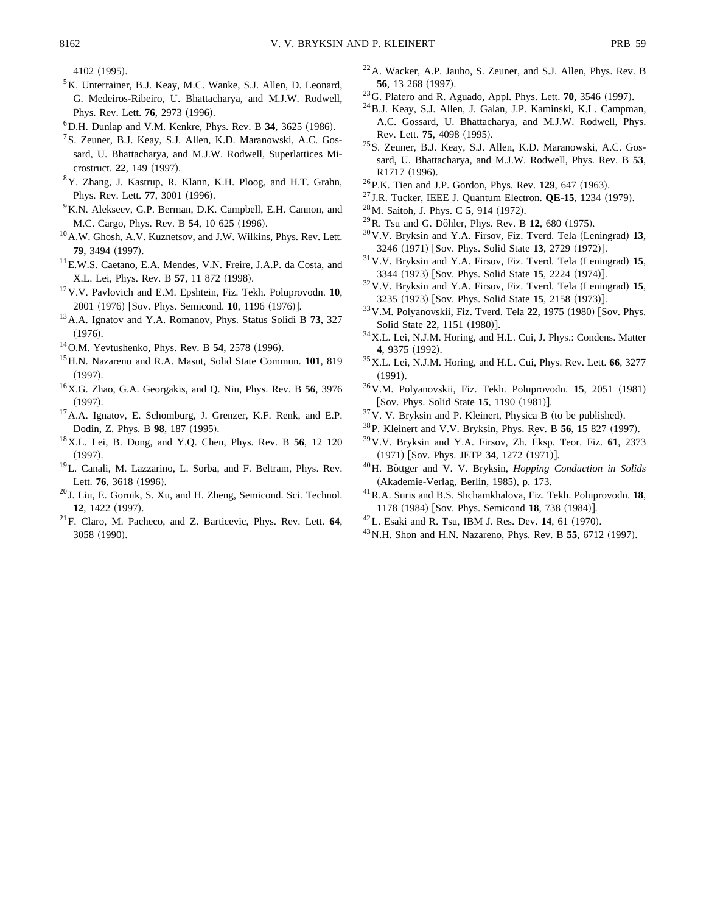4102 (1995).

[5] K. Unterrainer, B.J. Keay, M.C. Wanke, S.J. Allen, D. Leonard, G. Medeeiros-Ribeiro, U. Bhattacharya, and M.J.W. Rodwell, Phys. Rev. Lett. **76**, 2973 (1996).

[6] D.H. Dunlap and V.M. Kenkre, Phys. Rev. B **34**, 3625 (1986).

[7] S. Zeuner, B.J. Keay, S.J. Allen, K.D. Maranowski, A.C. Gossard, U. Bhattacharya, and M.J.W. Rodwell, Superlattices Microstruct. **22**, 149 (1997).

[8] Y. Zhang, J. Kastrup, R. Klann, K.H. Ploog, and H.T. Grahn, Phys. Rev. Lett. **77**, 3001 (1996).

[9] K.N. Alekseev, G.P. Berman, D.K. Campbell, E.H. Cannon, and M.C. Cargo, Phys. Rev. B **54**, 10 625 (1996).

[10] A.W. Ghosh, A.V. Kuznetsov, and J.W. Wilkins, Phys. Rev. Lett. **79**, 3494 (1997).

[11] E.W.S. Caetano, E.A. Mendes, V.N. Freire, J.A.P. da Costa, and X.L. Lei, Phys. Rev. B **57**, 11 872 (1998).

[12] V.V. Pavlovich and E.M. Epshtein, Fiz. Tekh. Poluprovodn. **10**, 2001 (1976) [Sov. Phys. Semicond. **10**, 1196 (1976)].

[13] A.A. Ignatov and Y.A. Romanov, Phys. Status Solidi B **73**, 327 (1976).

[14] O.M. Yevtushenko, Phys. Rev. B **54**, 2578 (1996).

[15] H.N. Nazareno and R.A. Masut, Solid State Commun. **101**, 819 (1997).

[16] X.G. Zhao, G.A. Georgakis, and Q. Niu, Phys. Rev. B **56**, 3976 (1997).

[17] A.A. Ignatov, E. Schomburg, J. Grenzer, K.F. Renk, and E.P. Dodin, Z. Phys. B **98**, 187 (1995).

[18] X.L. Lei, B. Dong, and Y.Q. Chen, Phys. Rev. B **56**, 12 120 (1997).

[19] L. Canali, M. Lazzarino, L. Sorba, and F. Beltram, Phys. Rev. Lett. **76**, 3618 (1996).

[20] J. Liu, E. Gornik, S. Xu, and H. Zheng, Semicond. Sci. Technol. **12**, 1422 (1997).

[21] F. Claro, M. Pacheco, and Z. Barticevic, Phys. Rev. Lett. **64**, 3058 (1990).

[22] A. Wacker, A.P. Jauho, S. Zeuner, and S.J. Allen, Phys. Rev. B **56**, 13 268 (1997).

[23] G. Platero and R. Aguado, Appl. Phys. Lett. **70**, 3546 (1997).

[24] B.J. Keay, S.J. Allen, J. Galan, J.P. Kaminski, K.L. Campman, A.C. Gossard, U. Bhattacharya, and M.J.W. Rodwell, Phys. Rev. Lett. **75**, 4098 (1995).

[25] S. Zeuner, B.J. Keay, S.J. Allen, K.D. Maranowski, A.C. Gossard, U. Bhattacharya, and M.J.W. Rodwell, Phys. Rev. B **53**, R1717 (1996).

[26] P.K. Tien and J.P. Gordon, Phys. Rev. **129**, 647 (1963).

[27] J.R. Tucker, IEEE J. Quantum Electron. **QE-15**, 1234 (1979).

[28] M. Saitoh, J. Phys. C **5**, 914 (1972).

[29] R. Tsu and G. Döhler, Phys. Rev. B **12**, 680 (1975).

[30] V.V. Bryksin and Y.A. Firsov, Fiz. Tverd. Tela (Leningrad) **13**, 3246 (1971) [Sov. Phys. Solid State **13**, 2729 (1972)].

[31] V.V. Bryksin and Y.A. Firsov, Fiz. Tverd. Tela (Leningrad) **15**, 3344 (1973) [Sov. Phys. Solid State **15**, 2224 (1974)].

[32] V.V. Bryksin and Y.A. Firsov, Fiz. Tverd. Tela (Leningrad) **15**, 3235 (1973) [Sov. Phys. Solid State **15**, 2158 (1973)].

[33] V.M. Polyanovskii, Fiz. Tverd. Tela **22**, 1975 (1980) [Sov. Phys. Solid State **22**, 1151 (1980)].

[34] X.L. Lei, N.J.M. Horing, and H.L. Cui, J. Phys.: Condens. Matter **4**, 9375 (1992).

[35] X.L. Lei, N.J.M. Horing, and H.L. Cui, Phys. Rev. Lett. **66**, 3277 (1991).

[36] V.M. Polyanovskii, Fiz. Tekh. Poluprovodn. **15**, 2051 (1981) [Sov. Phys. Solid State **15**, 1190 (1981)].

[37] V. V. Bryksin and P. Kleinert, Physica B (to be published).

[38] P. Kleinert and V.V. Bryksin, Phys. Rev. B **56**, 15 827 (1997).

[39] V.V. Bryksin and Y.A. Firsov, Zh. Éksp. Teor. Fiz. **61**, 2373 (1971) [Sov. Phys. JETP **34**, 1272 (1971)].

[40] H. Böttger and V. V. Bryksin, *Hopping Conduction in Solids* (Akademie-Verlag, Berlin, 1985), p. 173.

[41] R.A. Suris and B.S. Shchamkhalova, Fiz. Tekh. Poluprovodn. **18**, 1178 (1984) [Sov. Phys. Semicond **18**, 738 (1984)].

[42] L. Esaki and R. Tsu, IBM J. Res. Dev. **14**, 61 (1970).

[43] N.H. Shon and H.N. Nazareno, Phys. Rev. B **55**, 6712 (1997).